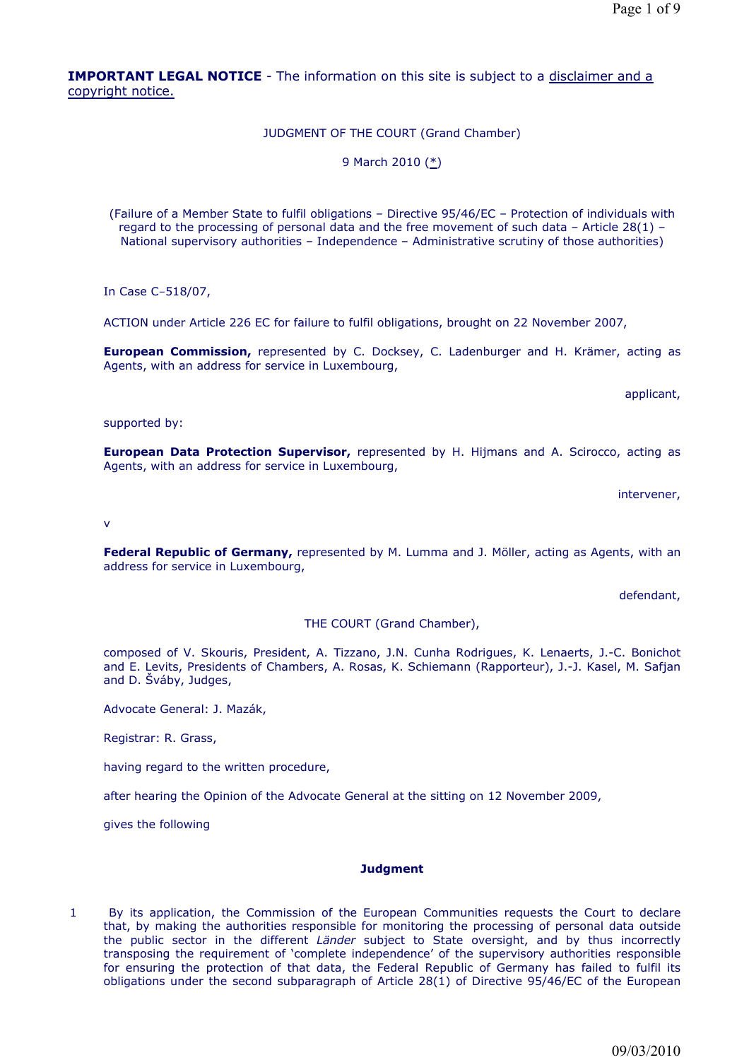**IMPORTANT LEGAL NOTICE** - The information on this site is subject to a disclaimer and a copyright notice.

JUDGMENT OF THE COURT (Grand Chamber)

9 March 2010 (*)

(Failure of a Member State to fulfil obligations – Directive 95/46/EC – Protection of individuals with regard to the processing of personal data and the free movement of such data – Article 28(1) – National supervisory authorities – Independence – Administrative scrutiny of those authorities)

In Case C‑518/07,

ACTION under Article 226 EC for failure to fulfil obligations, brought on 22 November 2007,

**European Commission,** represented by C. Docksey, C. Ladenburger and H. Krämer, acting as Agents, with an address for service in Luxembourg,

applicant,

supported by:

**European Data Protection Supervisor,** represented by H. Hijmans and A. Scirocco, acting as Agents, with an address for service in Luxembourg,

intervener,

v

**Federal Republic of Germany,** represented by M. Lumma and J. Möller, acting as Agents, with an address for service in Luxembourg,

defendant,

THE COURT (Grand Chamber),

composed of V. Skouris, President, A. Tizzano, J.N. Cunha Rodrigues, K. Lenaerts, J.-C. Bonichot and E. Levits, Presidents of Chambers, A. Rosas, K. Schiemann (Rapporteur), J.-J. Kasel, M. Safjan and D. Šváby, Judges,

Advocate General: J. Mazák,

Registrar: R. Grass,

having regard to the written procedure,

after hearing the Opinion of the Advocate General at the sitting on 12 November 2009,

gives the following

**Judgment**

1 By its application, the Commission of the European Communities requests the Court to declare that, by making the authorities responsible for monitoring the processing of personal data outside the public sector in the different *Länder* subject to State oversight, and by thus incorrectly transposing the requirement of 'complete independence' of the supervisory authorities responsible for ensuring the protection of that data, the Federal Republic of Germany has failed to fulfil its obligations under the second subparagraph of Article 28(1) of Directive 95/46/EC of the European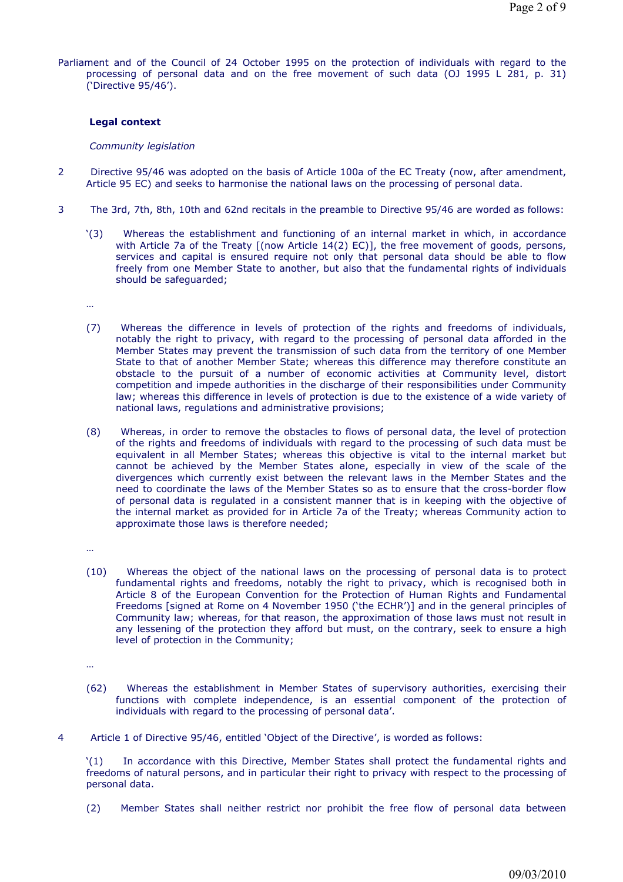Parliament and of the Council of 24 October 1995 on the protection of individuals with regard to the processing of personal data and on the free movement of such data (OJ 1995 L 281, p. 31) ('Directive 95/46').

**Legal context**

*Community legislation*

2 Directive 95/46 was adopted on the basis of Article 100a of the EC Treaty (now, after amendment, Article 95 EC) and seeks to harmonise the national laws on the processing of personal data.

3 The 3rd, 7th, 8th, 10th and 62nd recitals in the preamble to Directive 95/46 are worded as follows:

'(3) Whereas the establishment and functioning of an internal market in which, in accordance with Article 7a of the Treaty [(now Article 14(2) EC)], the free movement of goods, persons, services and capital is ensured require not only that personal data should be able to flow freely from one Member State to another, but also that the fundamental rights of individuals should be safeguarded;

…

(7) Whereas the difference in levels of protection of the rights and freedoms of individuals, notably the right to privacy, with regard to the processing of personal data afforded in the Member States may prevent the transmission of such data from the territory of one Member State to that of another Member State; whereas this difference may therefore constitute an obstacle to the pursuit of a number of economic activities at Community level, distort competition and impede authorities in the discharge of their responsibilities under Community law; whereas this difference in levels of protection is due to the existence of a wide variety of national laws, regulations and administrative provisions;

(8) Whereas, in order to remove the obstacles to flows of personal data, the level of protection of the rights and freedoms of individuals with regard to the processing of such data must be equivalent in all Member States; whereas this objective is vital to the internal market but cannot be achieved by the Member States alone, especially in view of the scale of the divergences which currently exist between the relevant laws in the Member States and the need to coordinate the laws of the Member States so as to ensure that the cross-border flow of personal data is regulated in a consistent manner that is in keeping with the objective of the internal market as provided for in Article 7a of the Treaty; whereas Community action to approximate those laws is therefore needed;

…

(10) Whereas the object of the national laws on the processing of personal data is to protect fundamental rights and freedoms, notably the right to privacy, which is recognised both in Article 8 of the European Convention for the Protection of Human Rights and Fundamental Freedoms [signed at Rome on 4 November 1950 ('the ECHR')] and in the general principles of Community law; whereas, for that reason, the approximation of those laws must not result in any lessening of the protection they afford but must, on the contrary, seek to ensure a high level of protection in the Community;

…

(62) Whereas the establishment in Member States of supervisory authorities, exercising their functions with complete independence, is an essential component of the protection of individuals with regard to the processing of personal data'.

4 Article 1 of Directive 95/46, entitled 'Object of the Directive', is worded as follows:

'(1) In accordance with this Directive, Member States shall protect the fundamental rights and freedoms of natural persons, and in particular their right to privacy with respect to the processing of personal data.

(2) Member States shall neither restrict nor prohibit the free flow of personal data between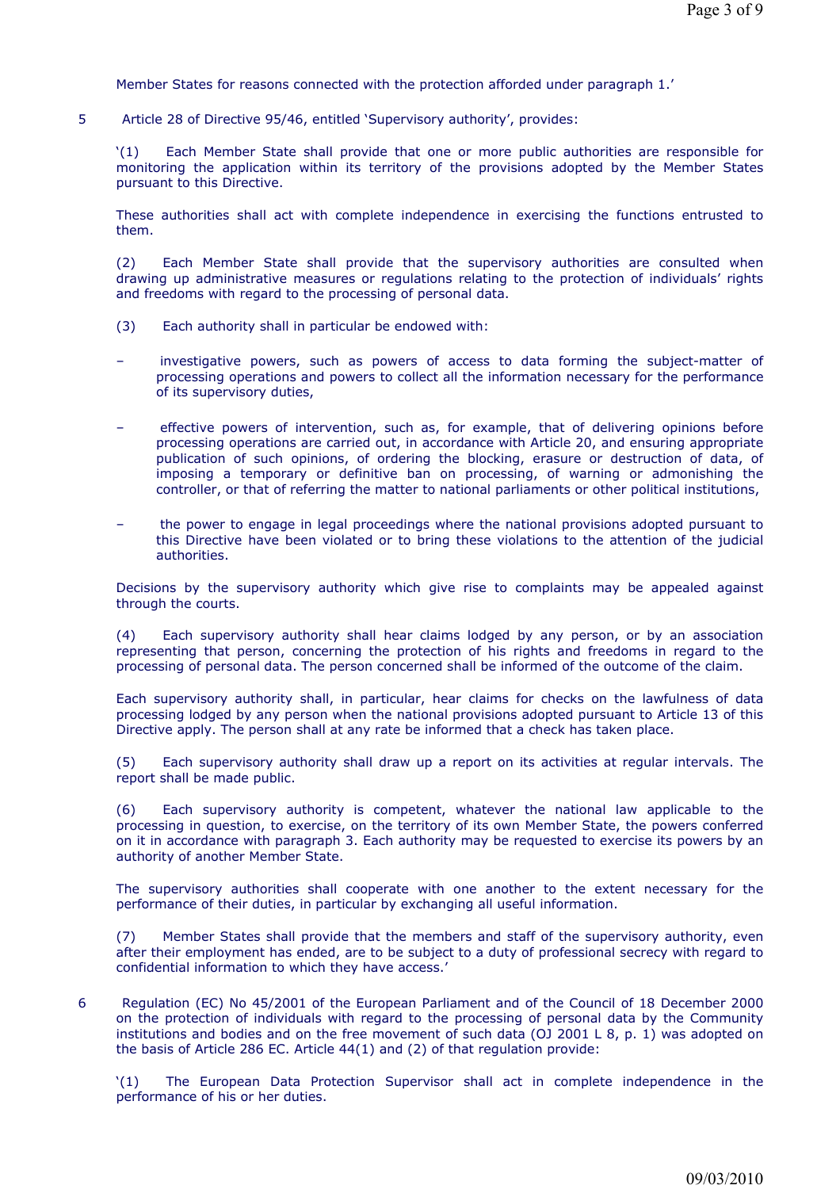Member States for reasons connected with the protection afforded under paragraph 1.'

5 Article 28 of Directive 95/46, entitled 'Supervisory authority', provides:

'(1) Each Member State shall provide that one or more public authorities are responsible for monitoring the application within its territory of the provisions adopted by the Member States pursuant to this Directive.

These authorities shall act with complete independence in exercising the functions entrusted to them.

(2) Each Member State shall provide that the supervisory authorities are consulted when drawing up administrative measures or regulations relating to the protection of individuals' rights and freedoms with regard to the processing of personal data.

(3) Each authority shall in particular be endowed with:

– investigative powers, such as powers of access to data forming the subject-matter of processing operations and powers to collect all the information necessary for the performance of its supervisory duties,

– effective powers of intervention, such as, for example, that of delivering opinions before processing operations are carried out, in accordance with Article 20, and ensuring appropriate publication of such opinions, of ordering the blocking, erasure or destruction of data, of imposing a temporary or definitive ban on processing, of warning or admonishing the controller, or that of referring the matter to national parliaments or other political institutions,

– the power to engage in legal proceedings where the national provisions adopted pursuant to this Directive have been violated or to bring these violations to the attention of the judicial authorities.

Decisions by the supervisory authority which give rise to complaints may be appealed against through the courts.

(4) Each supervisory authority shall hear claims lodged by any person, or by an association representing that person, concerning the protection of his rights and freedoms in regard to the processing of personal data. The person concerned shall be informed of the outcome of the claim.

Each supervisory authority shall, in particular, hear claims for checks on the lawfulness of data processing lodged by any person when the national provisions adopted pursuant to Article 13 of this Directive apply. The person shall at any rate be informed that a check has taken place.

(5) Each supervisory authority shall draw up a report on its activities at regular intervals. The report shall be made public.

(6) Each supervisory authority is competent, whatever the national law applicable to the processing in question, to exercise, on the territory of its own Member State, the powers conferred on it in accordance with paragraph 3. Each authority may be requested to exercise its powers by an authority of another Member State.

The supervisory authorities shall cooperate with one another to the extent necessary for the performance of their duties, in particular by exchanging all useful information.

(7) Member States shall provide that the members and staff of the supervisory authority, even after their employment has ended, are to be subject to a duty of professional secrecy with regard to confidential information to which they have access.'

6 Regulation (EC) No 45/2001 of the European Parliament and of the Council of 18 December 2000 on the protection of individuals with regard to the processing of personal data by the Community institutions and bodies and on the free movement of such data (OJ 2001 L 8, p. 1) was adopted on the basis of Article 286 EC. Article 44(1) and (2) of that regulation provide:

'(1) The European Data Protection Supervisor shall act in complete independence in the performance of his or her duties.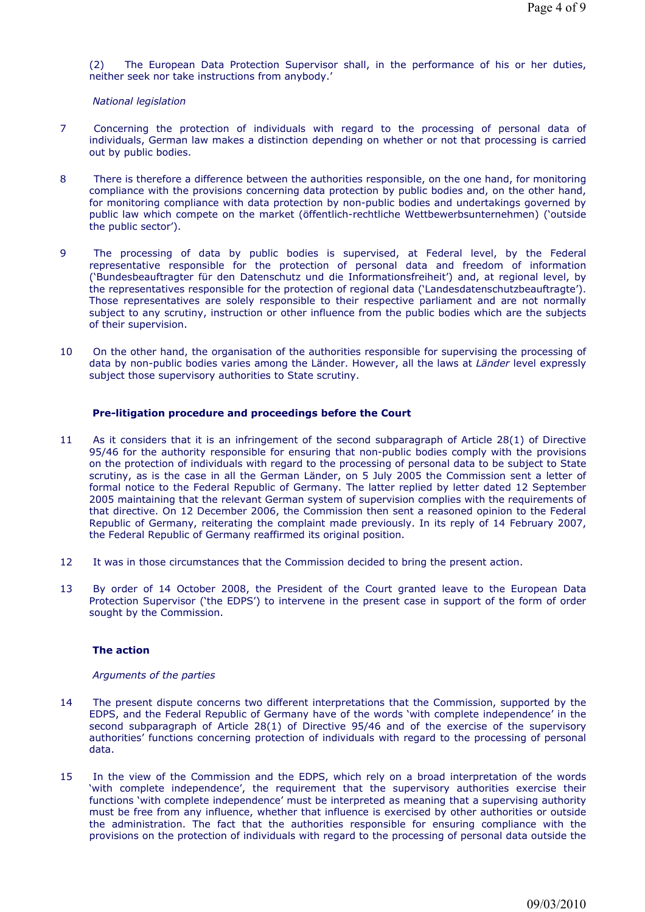(2) The European Data Protection Supervisor shall, in the performance of his or her duties, neither seek nor take instructions from anybody.'

*National legislation*

7 Concerning the protection of individuals with regard to the processing of personal data of individuals, German law makes a distinction depending on whether or not that processing is carried out by public bodies.

8 There is therefore a difference between the authorities responsible, on the one hand, for monitoring compliance with the provisions concerning data protection by public bodies and, on the other hand, for monitoring compliance with data protection by non-public bodies and undertakings governed by public law which compete on the market (öffentlich-rechtliche Wettbewerbsunternehmen) ('outside the public sector').

9 The processing of data by public bodies is supervised, at Federal level, by the Federal representative responsible for the protection of personal data and freedom of information ('Bundesbeauftragter für den Datenschutz und die Informationsfreiheit') and, at regional level, by the representatives responsible for the protection of regional data ('Landesdatenschutzbeauftragte'). Those representatives are solely responsible to their respective parliament and are not normally subject to any scrutiny, instruction or other influence from the public bodies which are the subjects of their supervision.

10 On the other hand, the organisation of the authorities responsible for supervising the processing of data by non-public bodies varies among the Länder. However, all the laws at *Länder* level expressly subject those supervisory authorities to State scrutiny.

**Pre-litigation procedure and proceedings before the Court**

11 As it considers that it is an infringement of the second subparagraph of Article 28(1) of Directive 95/46 for the authority responsible for ensuring that non-public bodies comply with the provisions on the protection of individuals with regard to the processing of personal data to be subject to State scrutiny, as is the case in all the German Länder, on 5 July 2005 the Commission sent a letter of formal notice to the Federal Republic of Germany. The latter replied by letter dated 12 September 2005 maintaining that the relevant German system of supervision complies with the requirements of that directive. On 12 December 2006, the Commission then sent a reasoned opinion to the Federal Republic of Germany, reiterating the complaint made previously. In its reply of 14 February 2007, the Federal Republic of Germany reaffirmed its original position.

12 It was in those circumstances that the Commission decided to bring the present action.

13 By order of 14 October 2008, the President of the Court granted leave to the European Data Protection Supervisor ('the EDPS') to intervene in the present case in support of the form of order sought by the Commission.

**The action**

*Arguments of the parties*

14 The present dispute concerns two different interpretations that the Commission, supported by the EDPS, and the Federal Republic of Germany have of the words 'with complete independence' in the second subparagraph of Article 28(1) of Directive 95/46 and of the exercise of the supervisory authorities' functions concerning protection of individuals with regard to the processing of personal data.

15 In the view of the Commission and the EDPS, which rely on a broad interpretation of the words 'with complete independence', the requirement that the supervisory authorities exercise their functions 'with complete independence' must be interpreted as meaning that a supervising authority must be free from any influence, whether that influence is exercised by other authorities or outside the administration. The fact that the authorities responsible for ensuring compliance with the provisions on the protection of individuals with regard to the processing of personal data outside the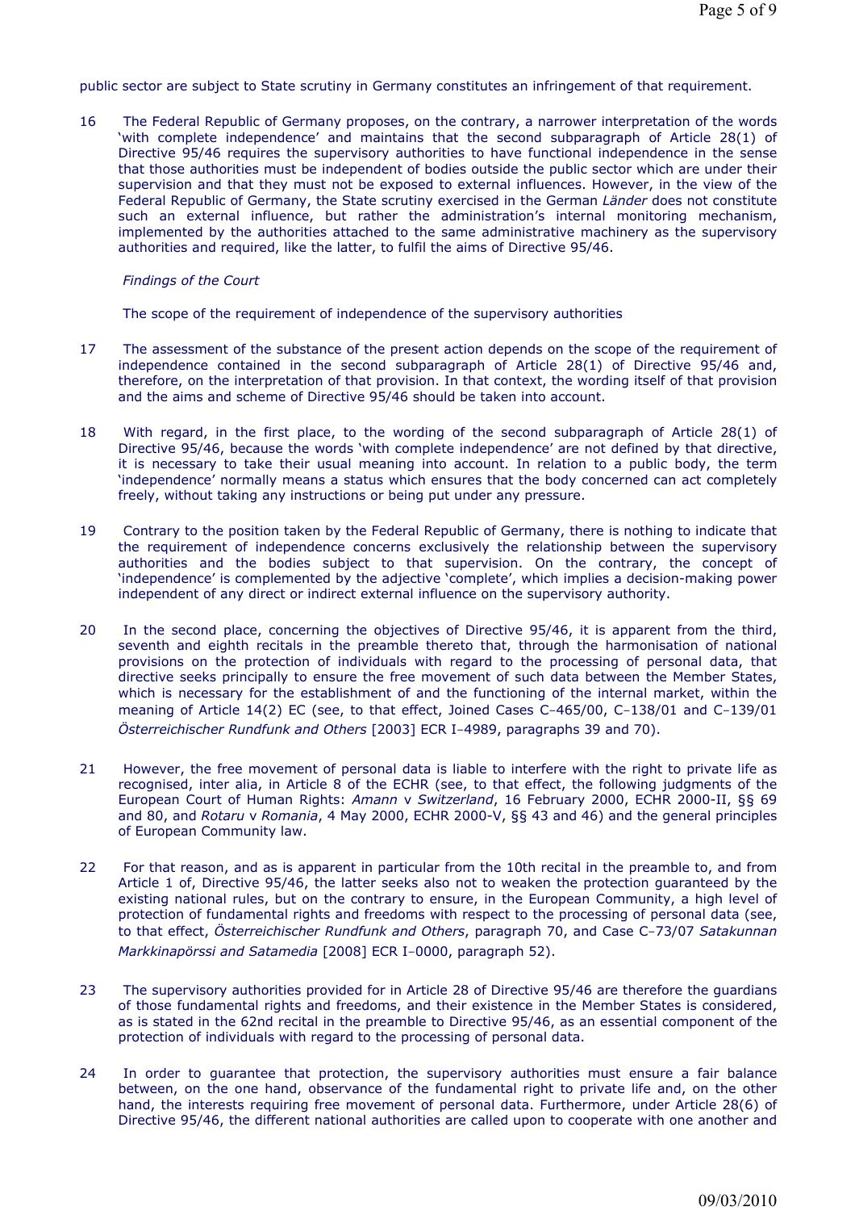public sector are subject to State scrutiny in Germany constitutes an infringement of that requirement.

16 The Federal Republic of Germany proposes, on the contrary, a narrower interpretation of the words 'with complete independence' and maintains that the second subparagraph of Article 28(1) of Directive 95/46 requires the supervisory authorities to have functional independence in the sense that those authorities must be independent of bodies outside the public sector which are under their supervision and that they must not be exposed to external influences. However, in the view of the Federal Republic of Germany, the State scrutiny exercised in the German *Länder* does not constitute such an external influence, but rather the administration's internal monitoring mechanism, implemented by the authorities attached to the same administrative machinery as the supervisory authorities and required, like the latter, to fulfil the aims of Directive 95/46.

*Findings of the Court*

The scope of the requirement of independence of the supervisory authorities

17 The assessment of the substance of the present action depends on the scope of the requirement of independence contained in the second subparagraph of Article 28(1) of Directive 95/46 and, therefore, on the interpretation of that provision. In that context, the wording itself of that provision and the aims and scheme of Directive 95/46 should be taken into account.

18 With regard, in the first place, to the wording of the second subparagraph of Article 28(1) of Directive 95/46, because the words 'with complete independence' are not defined by that directive, it is necessary to take their usual meaning into account. In relation to a public body, the term 'independence' normally means a status which ensures that the body concerned can act completely freely, without taking any instructions or being put under any pressure.

19 Contrary to the position taken by the Federal Republic of Germany, there is nothing to indicate that the requirement of independence concerns exclusively the relationship between the supervisory authorities and the bodies subject to that supervision. On the contrary, the concept of 'independence' is complemented by the adjective 'complete', which implies a decision-making power independent of any direct or indirect external influence on the supervisory authority.

20 In the second place, concerning the objectives of Directive 95/46, it is apparent from the third, seventh and eighth recitals in the preamble thereto that, through the harmonisation of national provisions on the protection of individuals with regard to the processing of personal data, that directive seeks principally to ensure the free movement of such data between the Member States, which is necessary for the establishment of and the functioning of the internal market, within the meaning of Article 14(2) EC (see, to that effect, Joined Cases C‑465/00, C‑138/01 and C‑139/01 *Österreichischer Rundfunk and Others* [2003] ECR I‑4989, paragraphs 39 and 70).

21 However, the free movement of personal data is liable to interfere with the right to private life as recognised, inter alia, in Article 8 of the ECHR (see, to that effect, the following judgments of the European Court of Human Rights: *Amann* v *Switzerland*, 16 February 2000, ECHR 2000-II, §§ 69 and 80, and *Rotaru* v *Romania*, 4 May 2000, ECHR 2000-V, §§ 43 and 46) and the general principles of European Community law.

22 For that reason, and as is apparent in particular from the 10th recital in the preamble to, and from Article 1 of, Directive 95/46, the latter seeks also not to weaken the protection guaranteed by the existing national rules, but on the contrary to ensure, in the European Community, a high level of protection of fundamental rights and freedoms with respect to the processing of personal data (see, to that effect, *Österreichischer Rundfunk and Others*, paragraph 70, and Case C‑73/07 *Satakunnan Markkinapörssi and Satamedia* [2008] ECR I‑0000, paragraph 52).

23 The supervisory authorities provided for in Article 28 of Directive 95/46 are therefore the guardians of those fundamental rights and freedoms, and their existence in the Member States is considered, as is stated in the 62nd recital in the preamble to Directive 95/46, as an essential component of the protection of individuals with regard to the processing of personal data.

24 In order to guarantee that protection, the supervisory authorities must ensure a fair balance between, on the one hand, observance of the fundamental right to private life and, on the other hand, the interests requiring free movement of personal data. Furthermore, under Article 28(6) of Directive 95/46, the different national authorities are called upon to cooperate with one another and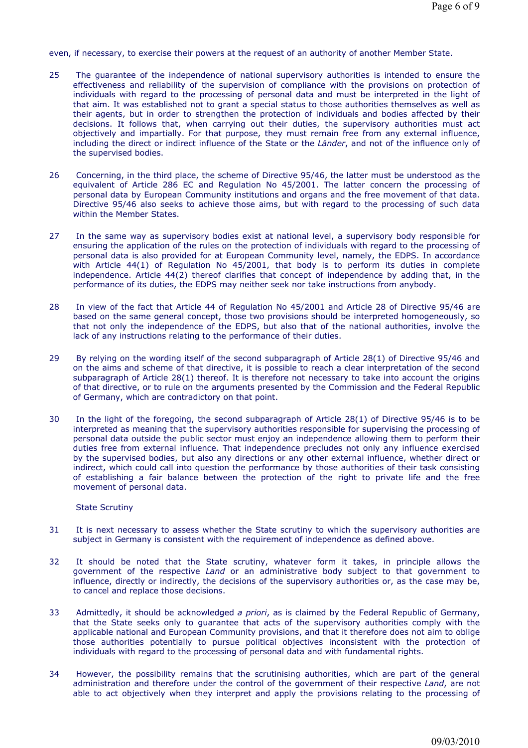even, if necessary, to exercise their powers at the request of an authority of another Member State.

25 The guarantee of the independence of national supervisory authorities is intended to ensure the effectiveness and reliability of the supervision of compliance with the provisions on protection of individuals with regard to the processing of personal data and must be interpreted in the light of that aim. It was established not to grant a special status to those authorities themselves as well as their agents, but in order to strengthen the protection of individuals and bodies affected by their decisions. It follows that, when carrying out their duties, the supervisory authorities must act objectively and impartially. For that purpose, they must remain free from any external influence, including the direct or indirect influence of the State or the *Länder*, and not of the influence only of the supervised bodies.

26 Concerning, in the third place, the scheme of Directive 95/46, the latter must be understood as the equivalent of Article 286 EC and Regulation No 45/2001. The latter concern the processing of personal data by European Community institutions and organs and the free movement of that data. Directive 95/46 also seeks to achieve those aims, but with regard to the processing of such data within the Member States.

27 In the same way as supervisory bodies exist at national level, a supervisory body responsible for ensuring the application of the rules on the protection of individuals with regard to the processing of personal data is also provided for at European Community level, namely, the EDPS. In accordance with Article 44(1) of Regulation No 45/2001, that body is to perform its duties in complete independence. Article 44(2) thereof clarifies that concept of independence by adding that, in the performance of its duties, the EDPS may neither seek nor take instructions from anybody.

28 In view of the fact that Article 44 of Regulation No 45/2001 and Article 28 of Directive 95/46 are based on the same general concept, those two provisions should be interpreted homogeneously, so that not only the independence of the EDPS, but also that of the national authorities, involve the lack of any instructions relating to the performance of their duties.

29 By relying on the wording itself of the second subparagraph of Article 28(1) of Directive 95/46 and on the aims and scheme of that directive, it is possible to reach a clear interpretation of the second subparagraph of Article 28(1) thereof. It is therefore not necessary to take into account the origins of that directive, or to rule on the arguments presented by the Commission and the Federal Republic of Germany, which are contradictory on that point.

30 In the light of the foregoing, the second subparagraph of Article 28(1) of Directive 95/46 is to be interpreted as meaning that the supervisory authorities responsible for supervising the processing of personal data outside the public sector must enjoy an independence allowing them to perform their duties free from external influence. That independence precludes not only any influence exercised by the supervised bodies, but also any directions or any other external influence, whether direct or indirect, which could call into question the performance by those authorities of their task consisting of establishing a fair balance between the protection of the right to private life and the free movement of personal data.

State Scrutiny

31 It is next necessary to assess whether the State scrutiny to which the supervisory authorities are subject in Germany is consistent with the requirement of independence as defined above.

32 It should be noted that the State scrutiny, whatever form it takes, in principle allows the government of the respective *Land* or an administrative body subject to that government to influence, directly or indirectly, the decisions of the supervisory authorities or, as the case may be, to cancel and replace those decisions.

33 Admittedly, it should be acknowledged *a priori*, as is claimed by the Federal Republic of Germany, that the State seeks only to guarantee that acts of the supervisory authorities comply with the applicable national and European Community provisions, and that it therefore does not aim to oblige those authorities potentially to pursue political objectives inconsistent with the protection of individuals with regard to the processing of personal data and with fundamental rights.

34 However, the possibility remains that the scrutinising authorities, which are part of the general administration and therefore under the control of the government of their respective *Land*, are not able to act objectively when they interpret and apply the provisions relating to the processing of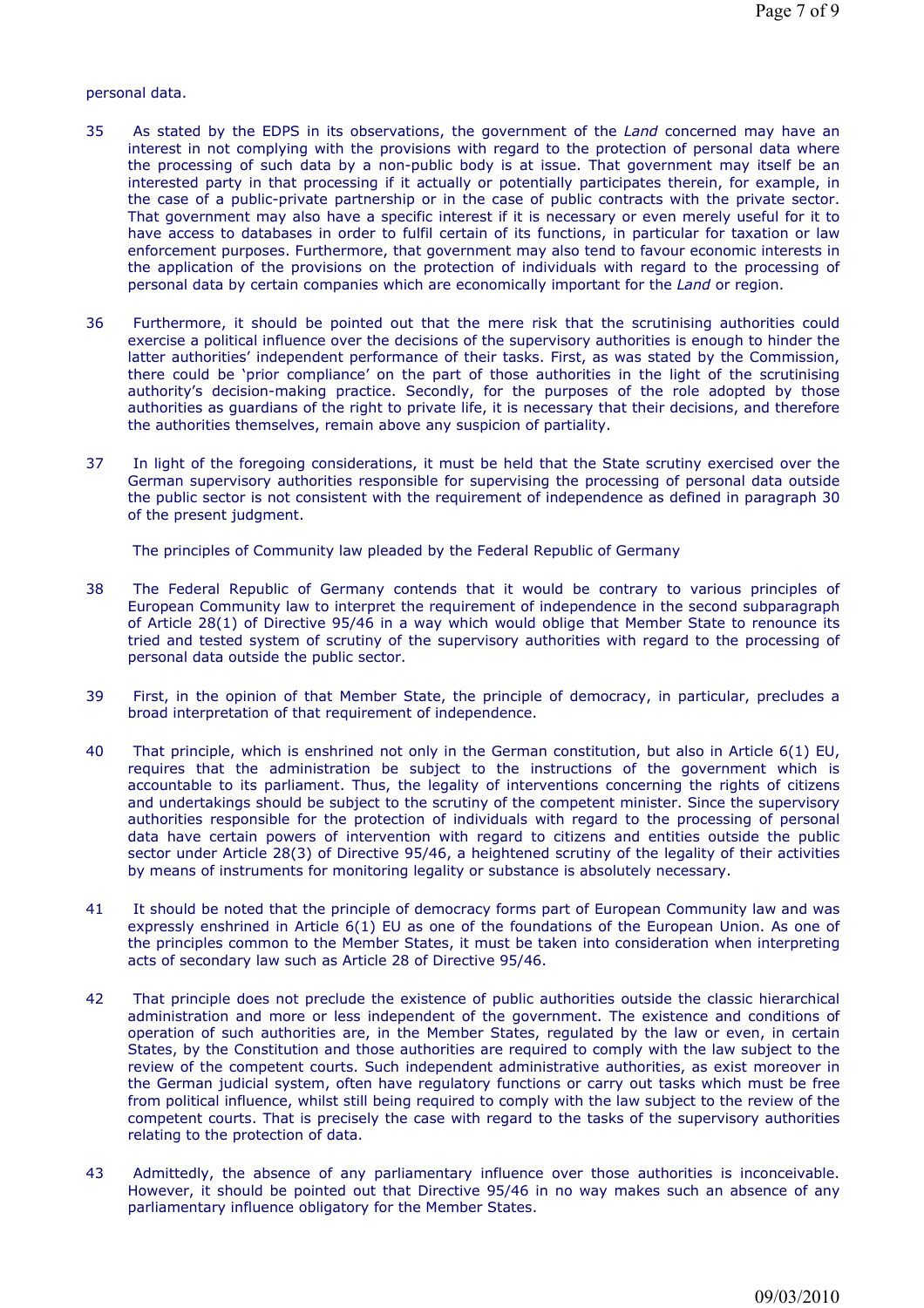personal data.

35 As stated by the EDPS in its observations, the government of the *Land* concerned may have an interest in not complying with the provisions with regard to the protection of personal data where the processing of such data by a non-public body is at issue. That government may itself be an interested party in that processing if it actually or potentially participates therein, for example, in the case of a public-private partnership or in the case of public contracts with the private sector. That government may also have a specific interest if it is necessary or even merely useful for it to have access to databases in order to fulfil certain of its functions, in particular for taxation or law enforcement purposes. Furthermore, that government may also tend to favour economic interests in the application of the provisions on the protection of individuals with regard to the processing of personal data by certain companies which are economically important for the *Land* or region.

36 Furthermore, it should be pointed out that the mere risk that the scrutinising authorities could exercise a political influence over the decisions of the supervisory authorities is enough to hinder the latter authorities' independent performance of their tasks. First, as was stated by the Commission, there could be 'prior compliance' on the part of those authorities in the light of the scrutinising authority's decision-making practice. Secondly, for the purposes of the role adopted by those authorities as guardians of the right to private life, it is necessary that their decisions, and therefore the authorities themselves, remain above any suspicion of partiality.

37 In light of the foregoing considerations, it must be held that the State scrutiny exercised over the German supervisory authorities responsible for supervising the processing of personal data outside the public sector is not consistent with the requirement of independence as defined in paragraph 30 of the present judgment.

The principles of Community law pleaded by the Federal Republic of Germany

38 The Federal Republic of Germany contends that it would be contrary to various principles of European Community law to interpret the requirement of independence in the second subparagraph of Article 28(1) of Directive 95/46 in a way which would oblige that Member State to renounce its tried and tested system of scrutiny of the supervisory authorities with regard to the processing of personal data outside the public sector.

39 First, in the opinion of that Member State, the principle of democracy, in particular, precludes a broad interpretation of that requirement of independence.

40 That principle, which is enshrined not only in the German constitution, but also in Article 6(1) EU, requires that the administration be subject to the instructions of the government which is accountable to its parliament. Thus, the legality of interventions concerning the rights of citizens and undertakings should be subject to the scrutiny of the competent minister. Since the supervisory authorities responsible for the protection of individuals with regard to the processing of personal data have certain powers of intervention with regard to citizens and entities outside the public sector under Article 28(3) of Directive 95/46, a heightened scrutiny of the legality of their activities by means of instruments for monitoring legality or substance is absolutely necessary.

41 It should be noted that the principle of democracy forms part of European Community law and was expressly enshrined in Article 6(1) EU as one of the foundations of the European Union. As one of the principles common to the Member States, it must be taken into consideration when interpreting acts of secondary law such as Article 28 of Directive 95/46.

42 That principle does not preclude the existence of public authorities outside the classic hierarchical administration and more or less independent of the government. The existence and conditions of operation of such authorities are, in the Member States, regulated by the law or even, in certain States, by the Constitution and those authorities are required to comply with the law subject to the review of the competent courts. Such independent administrative authorities, as exist moreover in the German judicial system, often have regulatory functions or carry out tasks which must be free from political influence, whilst still being required to comply with the law subject to the review of the competent courts. That is precisely the case with regard to the tasks of the supervisory authorities relating to the protection of data.

43 Admittedly, the absence of any parliamentary influence over those authorities is inconceivable. However, it should be pointed out that Directive 95/46 in no way makes such an absence of any parliamentary influence obligatory for the Member States.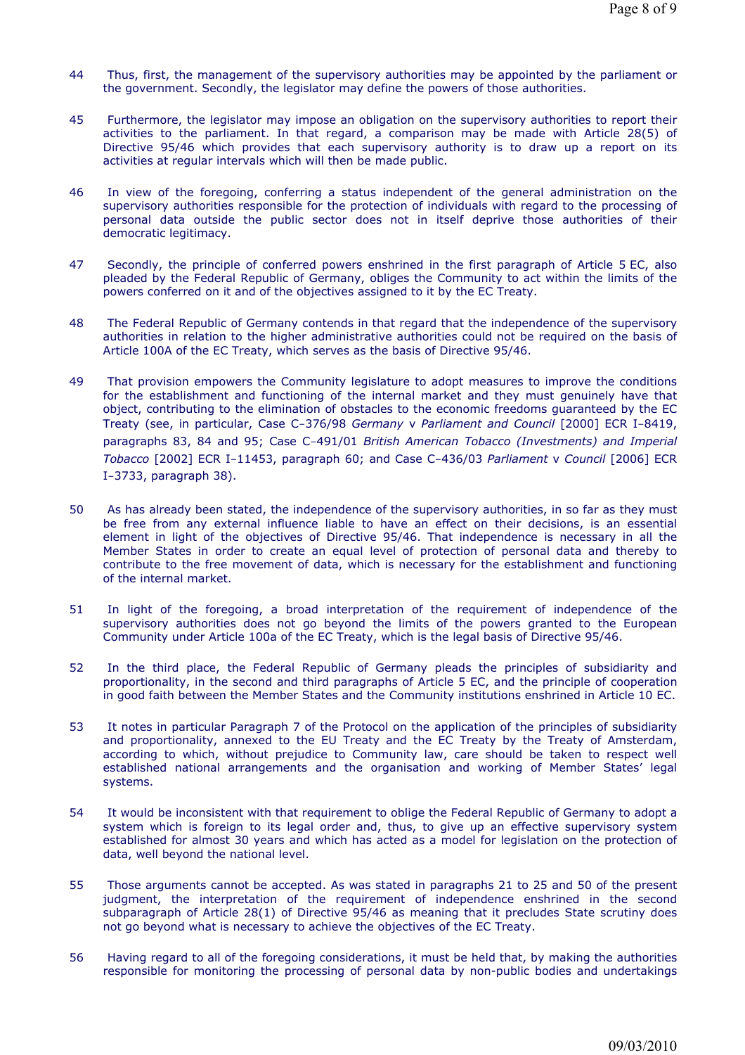44 Thus, first, the management of the supervisory authorities may be appointed by the parliament or the government. Secondly, the legislator may define the powers of those authorities.

45 Furthermore, the legislator may impose an obligation on the supervisory authorities to report their activities to the parliament. In that regard, a comparison may be made with Article 28(5) of Directive 95/46 which provides that each supervisory authority is to draw up a report on its activities at regular intervals which will then be made public.

46 In view of the foregoing, conferring a status independent of the general administration on the supervisory authorities responsible for the protection of individuals with regard to the processing of personal data outside the public sector does not in itself deprive those authorities of their democratic legitimacy.

47 Secondly, the principle of conferred powers enshrined in the first paragraph of Article 5 EC, also pleaded by the Federal Republic of Germany, obliges the Community to act within the limits of the powers conferred on it and of the objectives assigned to it by the EC Treaty.

48 The Federal Republic of Germany contends in that regard that the independence of the supervisory authorities in relation to the higher administrative authorities could not be required on the basis of Article 100A of the EC Treaty, which serves as the basis of Directive 95/46.

49 That provision empowers the Community legislature to adopt measures to improve the conditions for the establishment and functioning of the internal market and they must genuinely have that object, contributing to the elimination of obstacles to the economic freedoms guaranteed by the EC Treaty (see, in particular, Case C‑376/98 *Germany* v *Parliament and Council* [2000] ECR I‑8419, paragraphs 83, 84 and 95; Case C‑491/01 *British American Tobacco (Investments) and Imperial Tobacco* [2002] ECR I‑11453, paragraph 60; and Case C‑436/03 *Parliament* v *Council* [2006] ECR I‑3733, paragraph 38).

50 As has already been stated, the independence of the supervisory authorities, in so far as they must be free from any external influence liable to have an effect on their decisions, is an essential element in light of the objectives of Directive 95/46. That independence is necessary in all the Member States in order to create an equal level of protection of personal data and thereby to contribute to the free movement of data, which is necessary for the establishment and functioning of the internal market.

51 In light of the foregoing, a broad interpretation of the requirement of independence of the supervisory authorities does not go beyond the limits of the powers granted to the European Community under Article 100a of the EC Treaty, which is the legal basis of Directive 95/46.

52 In the third place, the Federal Republic of Germany pleads the principles of subsidiarity and proportionality, in the second and third paragraphs of Article 5 EC, and the principle of cooperation in good faith between the Member States and the Community institutions enshrined in Article 10 EC.

53 It notes in particular Paragraph 7 of the Protocol on the application of the principles of subsidiarity and proportionality, annexed to the EU Treaty and the EC Treaty by the Treaty of Amsterdam, according to which, without prejudice to Community law, care should be taken to respect well established national arrangements and the organisation and working of Member States' legal systems.

54 It would be inconsistent with that requirement to oblige the Federal Republic of Germany to adopt a system which is foreign to its legal order and, thus, to give up an effective supervisory system established for almost 30 years and which has acted as a model for legislation on the protection of data, well beyond the national level.

55 Those arguments cannot be accepted. As was stated in paragraphs 21 to 25 and 50 of the present judgment, the interpretation of the requirement of independence enshrined in the second subparagraph of Article 28(1) of Directive 95/46 as meaning that it precludes State scrutiny does not go beyond what is necessary to achieve the objectives of the EC Treaty.

56 Having regard to all of the foregoing considerations, it must be held that, by making the authorities responsible for monitoring the processing of personal data by non-public bodies and undertakings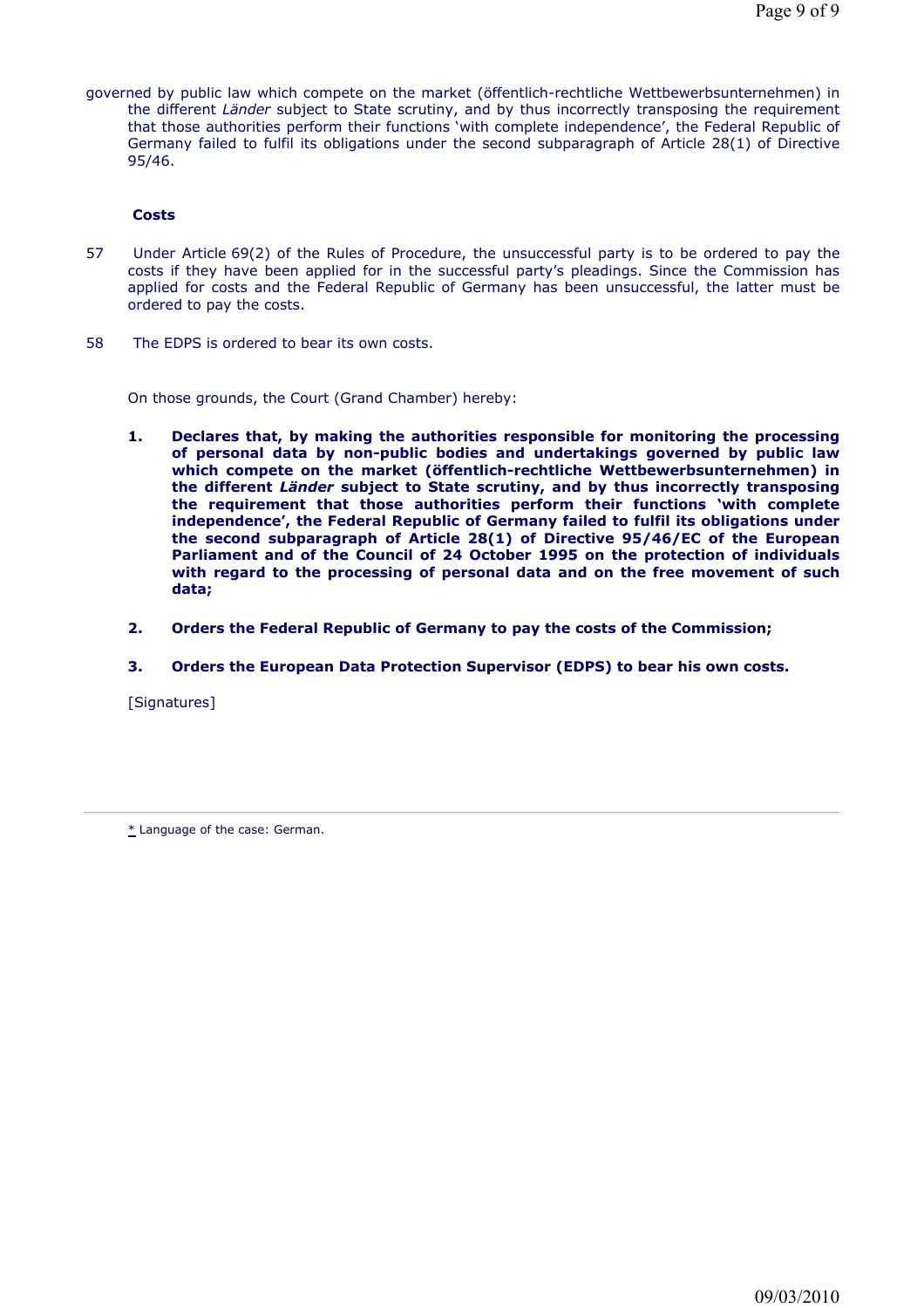governed by public law which compete on the market (öffentlich-rechtliche Wettbewerbsunternehmen) in the different *Länder* subject to State scrutiny, and by thus incorrectly transposing the requirement that those authorities perform their functions 'with complete independence', the Federal Republic of Germany failed to fulfil its obligations under the second subparagraph of Article 28(1) of Directive 95/46.

**Costs**

57 Under Article 69(2) of the Rules of Procedure, the unsuccessful party is to be ordered to pay the costs if they have been applied for in the successful party's pleadings. Since the Commission has applied for costs and the Federal Republic of Germany has been unsuccessful, the latter must be ordered to pay the costs.

58 The EDPS is ordered to bear its own costs.

On those grounds, the Court (Grand Chamber) hereby:

1. **Declares that, by making the authorities responsible for monitoring the processing of personal data by non-public bodies and undertakings governed by public law which compete on the market (öffentlich-rechtliche Wettbewerbsunternehmen) in the different *Länder* subject to State scrutiny, and by thus incorrectly transposing the requirement that those authorities perform their functions 'with complete independence', the Federal Republic of Germany failed to fulfil its obligations under the second subparagraph of Article 28(1) of Directive 95/46/EC of the European Parliament and of the Council of 24 October 1995 on the protection of individuals with regard to the processing of personal data and on the free movement of such data;**

2. **Orders the Federal Republic of Germany to pay the costs of the Commission;**

3. **Orders the European Data Protection Supervisor (EDPS) to bear his own costs.**

[Signatures]

---

* Language of the case: German.